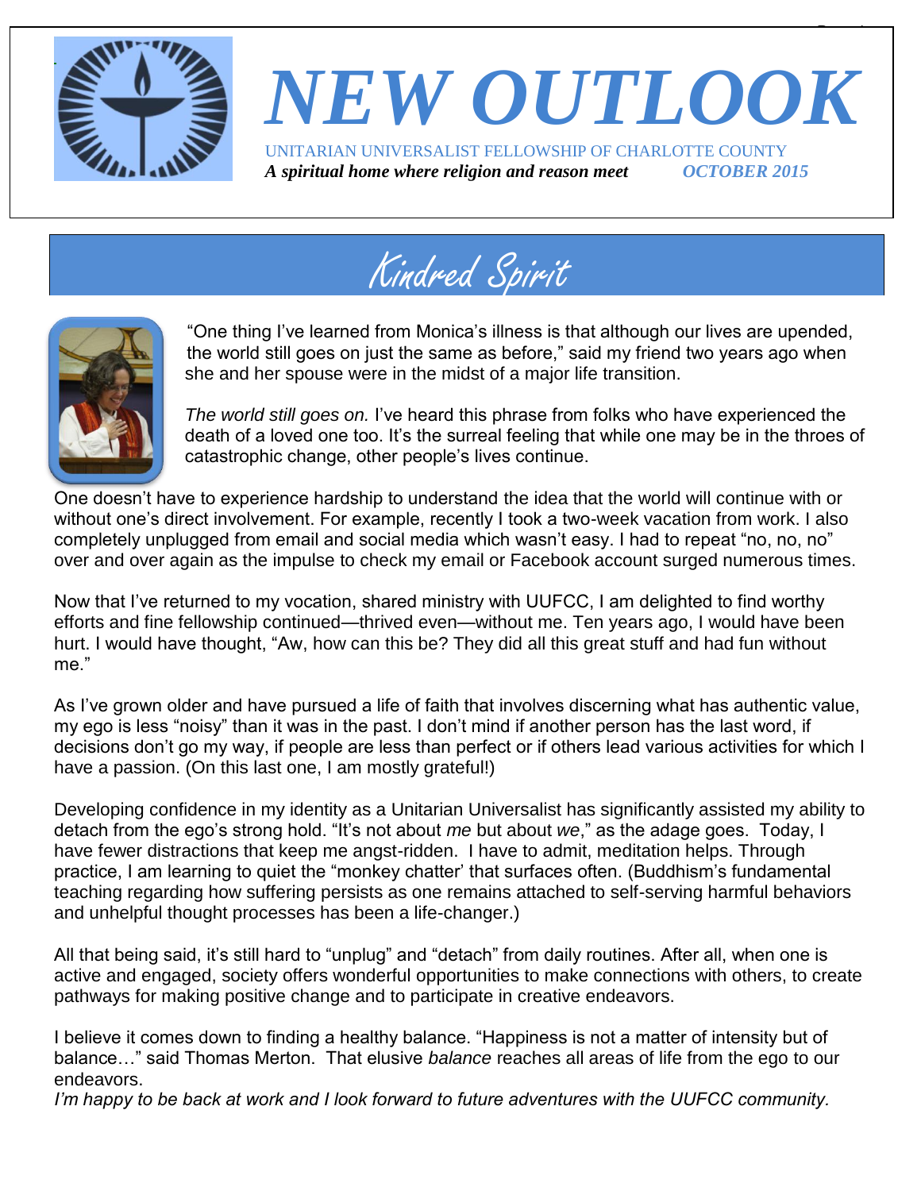# NEW OUTLOOK

UNITARIAN UNIVERSALIST FELLOWSHIP OF CHARLOTTE COUNTY

***A spiritual home where religion and reason meet*** ***OCTOBER 2015***

## Kindred Spirit

"One thing I've learned from Monica's illness is that although our lives are upended, the world still goes on just the same as before," said my friend two years ago when she and her spouse were in the midst of a major life transition.

*The world still goes on.* I've heard this phrase from folks who have experienced the death of a loved one too. It's the surreal feeling that while one may be in the throes of catastrophic change, other people's lives continue.

One doesn't have to experience hardship to understand the idea that the world will continue with or without one's direct involvement. For example, recently I took a two-week vacation from work. I also completely unplugged from email and social media which wasn't easy. I had to repeat "no, no, no" over and over again as the impulse to check my email or Facebook account surged numerous times.

Now that I've returned to my vocation, shared ministry with UUFCC, I am delighted to find worthy efforts and fine fellowship continued—thrived even—without me. Ten years ago, I would have been hurt. I would have thought, "Aw, how can this be? They did all this great stuff and had fun without me."

As I've grown older and have pursued a life of faith that involves discerning what has authentic value, my ego is less "noisy" than it was in the past. I don't mind if another person has the last word, if decisions don't go my way, if people are less than perfect or if others lead various activities for which I have a passion. (On this last one, I am mostly grateful!)

Developing confidence in my identity as a Unitarian Universalist has significantly assisted my ability to detach from the ego's strong hold. "It's not about *me* but about *we*," as the adage goes. Today, I have fewer distractions that keep me angst-ridden. I have to admit, meditation helps. Through practice, I am learning to quiet the "monkey chatter' that surfaces often. (Buddhism's fundamental teaching regarding how suffering persists as one remains attached to self-serving harmful behaviors and unhelpful thought processes has been a life-changer.)

All that being said, it's still hard to "unplug" and "detach" from daily routines. After all, when one is active and engaged, society offers wonderful opportunities to make connections with others, to create pathways for making positive change and to participate in creative endeavors.

I believe it comes down to finding a healthy balance. "Happiness is not a matter of intensity but of balance…" said Thomas Merton. That elusive *balance* reaches all areas of life from the ego to our endeavors.

*I'm happy to be back at work and I look forward to future adventures with the UUFCC community.*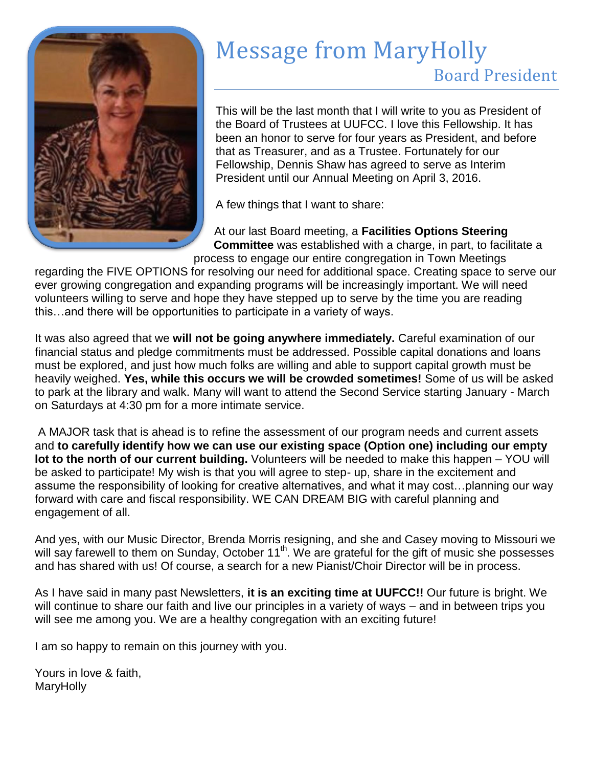# Message from MaryHolly
## Board President

This will be the last month that I will write to you as President of the Board of Trustees at UUFCC. I love this Fellowship. It has been an honor to serve for four years as President, and before that as Treasurer, and as a Trustee. Fortunately for our Fellowship, Dennis Shaw has agreed to serve as Interim President until our Annual Meeting on April 3, 2016.

A few things that I want to share:

At our last Board meeting, a **Facilities Options Steering Committee** was established with a charge, in part, to facilitate a process to engage our entire congregation in Town Meetings regarding the FIVE OPTIONS for resolving our need for additional space. Creating space to serve our ever growing congregation and expanding programs will be increasingly important. We will need volunteers willing to serve and hope they have stepped up to serve by the time you are reading this…and there will be opportunities to participate in a variety of ways.

It was also agreed that we **will not be going anywhere immediately.** Careful examination of our financial status and pledge commitments must be addressed. Possible capital donations and loans must be explored, and just how much folks are willing and able to support capital growth must be heavily weighed. **Yes, while this occurs we will be crowded sometimes!** Some of us will be asked to park at the library and walk. Many will want to attend the Second Service starting January - March on Saturdays at 4:30 pm for a more intimate service.

A MAJOR task that is ahead is to refine the assessment of our program needs and current assets and **to carefully identify how we can use our existing space (Option one) including our empty lot to the north of our current building.** Volunteers will be needed to make this happen – YOU will be asked to participate! My wish is that you will agree to step- up, share in the excitement and assume the responsibility of looking for creative alternatives, and what it may cost…planning our way forward with care and fiscal responsibility. WE CAN DREAM BIG with careful planning and engagement of all.

And yes, with our Music Director, Brenda Morris resigning, and she and Casey moving to Missouri we will say farewell to them on Sunday, October 11th. We are grateful for the gift of music she possesses and has shared with us! Of course, a search for a new Pianist/Choir Director will be in process.

As I have said in many past Newsletters, **it is an exciting time at UUFCC!!** Our future is bright. We will continue to share our faith and live our principles in a variety of ways – and in between trips you will see me among you. We are a healthy congregation with an exciting future!

I am so happy to remain on this journey with you.

Yours in love & faith,  
MaryHolly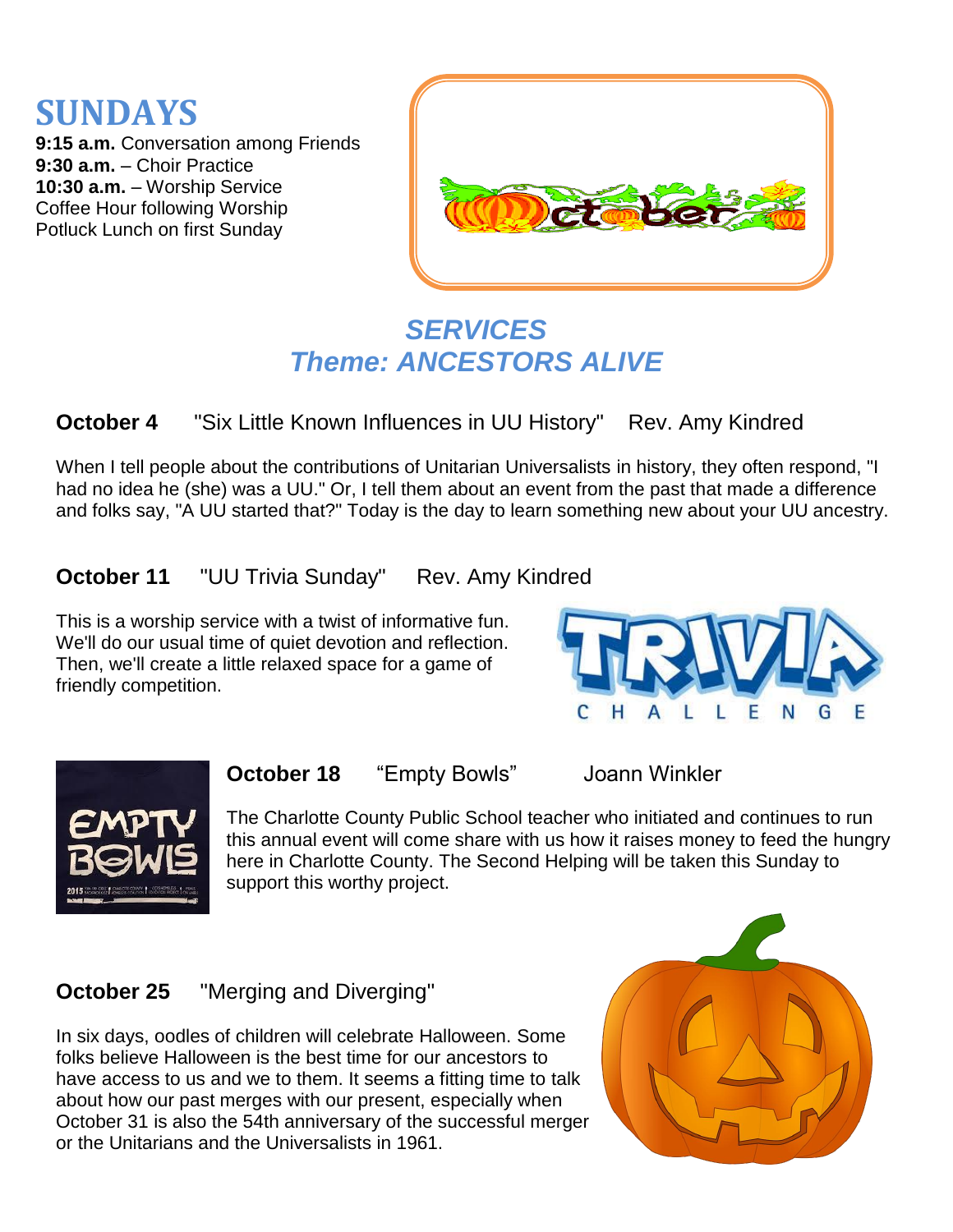# SUNDAYS

**9:15 a.m.** Conversation among Friends
**9:30 a.m.** – Choir Practice
**10:30 a.m.** – Worship Service
Coffee Hour following Worship
Potluck Lunch on first Sunday

## *SERVICES*
## *Theme: ANCESTORS ALIVE*

### October 4 "Six Little Known Influences in UU History" Rev. Amy Kindred

When I tell people about the contributions of Unitarian Universalists in history, they often respond, "I had no idea he (she) was a UU." Or, I tell them about an event from the past that made a difference and folks say, "A UU started that?" Today is the day to learn something new about your UU ancestry.

### October 11 "UU Trivia Sunday" Rev. Amy Kindred

This is a worship service with a twist of informative fun. We'll do our usual time of quiet devotion and reflection. Then, we'll create a little relaxed space for a game of friendly competition.

### October 18 "Empty Bowls" Joann Winkler

The Charlotte County Public School teacher who initiated and continues to run this annual event will come share with us how it raises money to feed the hungry here in Charlotte County. The Second Helping will be taken this Sunday to support this worthy project.

### October 25 "Merging and Diverging"

In six days, oodles of children will celebrate Halloween. Some folks believe Halloween is the best time for our ancestors to have access to us and we to them. It seems a fitting time to talk about how our past merges with our present, especially when October 31 is also the 54th anniversary of the successful merger or the Unitarians and the Universalists in 1961.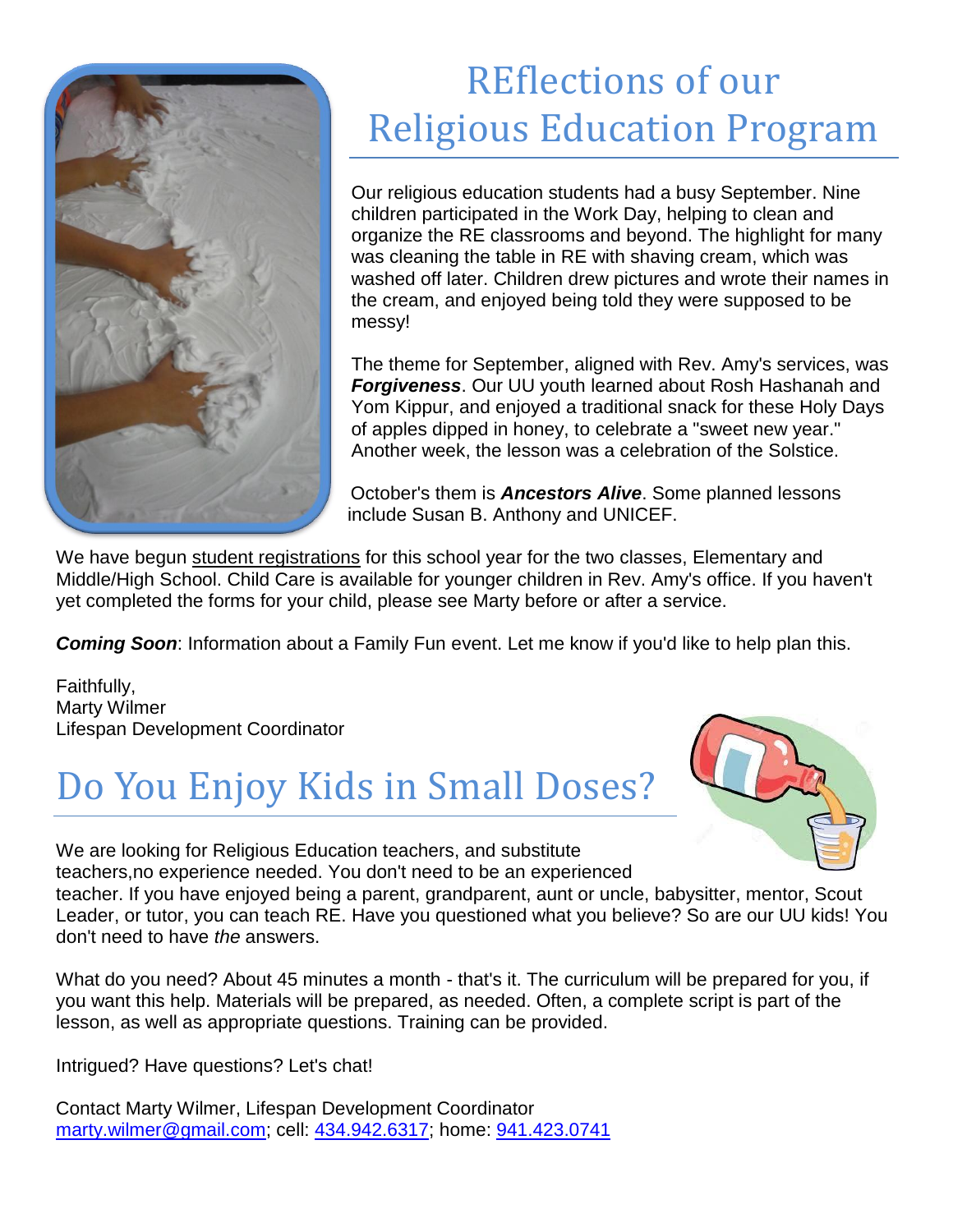# REflections of our Religious Education Program

Our religious education students had a busy September. Nine children participated in the Work Day, helping to clean and organize the RE classrooms and beyond. The highlight for many was cleaning the table in RE with shaving cream, which was washed off later. Children drew pictures and wrote their names in the cream, and enjoyed being told they were supposed to be messy!

The theme for September, aligned with Rev. Amy's services, was ***Forgiveness***. Our UU youth learned about Rosh Hashanah and Yom Kippur, and enjoyed a traditional snack for these Holy Days of apples dipped in honey, to celebrate a "sweet new year." Another week, the lesson was a celebration of the Solstice.

October's them is ***Ancestors Alive***. Some planned lessons include Susan B. Anthony and UNICEF.

We have begun student registrations for this school year for the two classes, Elementary and Middle/High School. Child Care is available for younger children in Rev. Amy's office. If you haven't yet completed the forms for your child, please see Marty before or after a service.

***Coming Soon***: Information about a Family Fun event. Let me know if you'd like to help plan this.

Faithfully,
Marty Wilmer
Lifespan Development Coordinator

# Do You Enjoy Kids in Small Doses?

We are looking for Religious Education teachers, and substitute teachers,no experience needed. You don't need to be an experienced teacher. If you have enjoyed being a parent, grandparent, aunt or uncle, babysitter, mentor, Scout Leader, or tutor, you can teach RE. Have you questioned what you believe? So are our UU kids! You don't need to have *the* answers.

What do you need? About 45 minutes a month - that's it. The curriculum will be prepared for you, if you want this help. Materials will be prepared, as needed. Often, a complete script is part of the lesson, as well as appropriate questions. Training can be provided.

Intrigued? Have questions? Let's chat!

Contact Marty Wilmer, Lifespan Development Coordinator
marty.wilmer@gmail.com; cell: 434.942.6317; home: 941.423.0741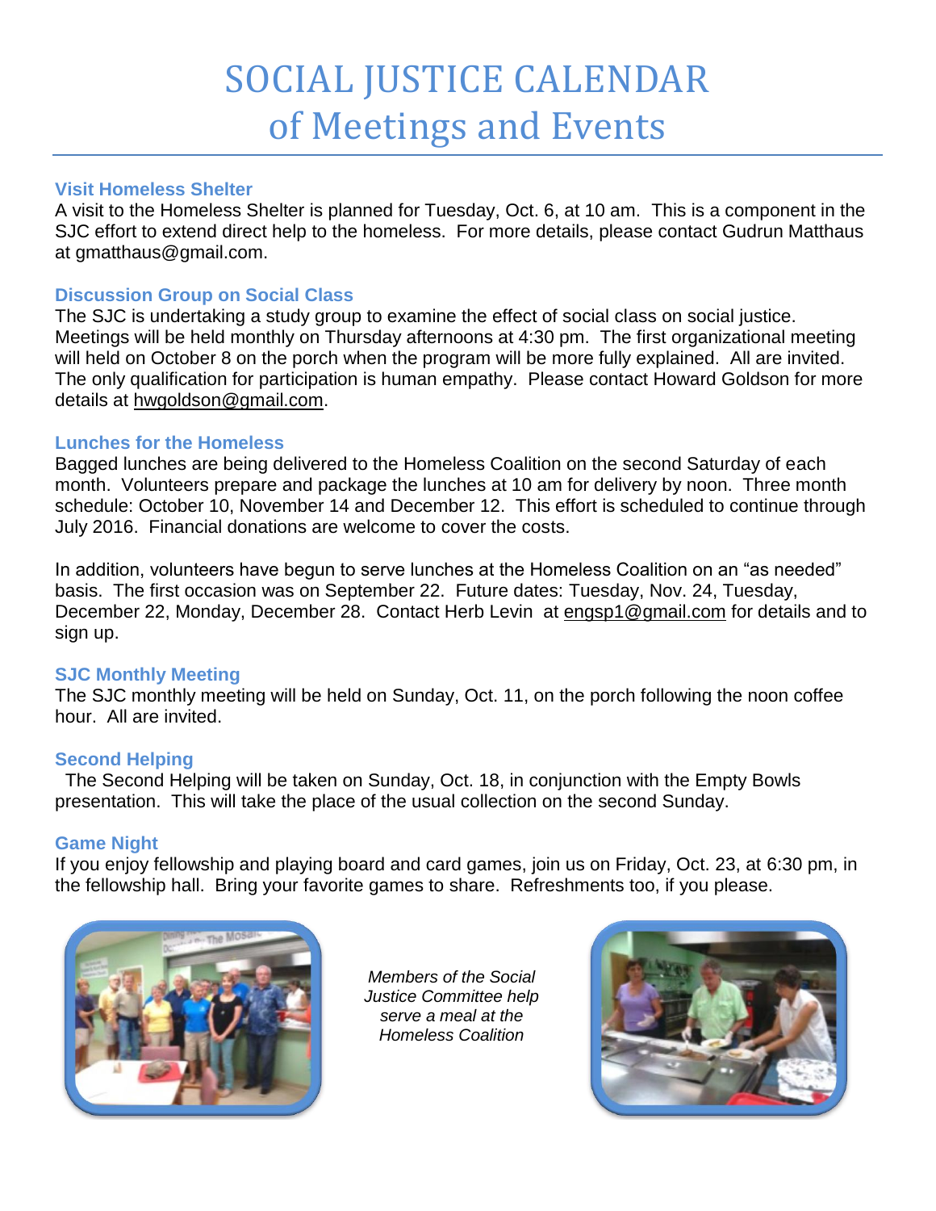# SOCIAL JUSTICE CALENDAR of Meetings and Events

### Visit Homeless Shelter

A visit to the Homeless Shelter is planned for Tuesday, Oct. 6, at 10 am. This is a component in the SJC effort to extend direct help to the homeless. For more details, please contact Gudrun Matthaus at gmatthaus@gmail.com.

### Discussion Group on Social Class

The SJC is undertaking a study group to examine the effect of social class on social justice. Meetings will be held monthly on Thursday afternoons at 4:30 pm. The first organizational meeting will held on October 8 on the porch when the program will be more fully explained. All are invited. The only qualification for participation is human empathy. Please contact Howard Goldson for more details at hwgoldson@gmail.com.

### Lunches for the Homeless

Bagged lunches are being delivered to the Homeless Coalition on the second Saturday of each month. Volunteers prepare and package the lunches at 10 am for delivery by noon. Three month schedule: October 10, November 14 and December 12. This effort is scheduled to continue through July 2016. Financial donations are welcome to cover the costs.

In addition, volunteers have begun to serve lunches at the Homeless Coalition on an "as needed" basis. The first occasion was on September 22. Future dates: Tuesday, Nov. 24, Tuesday, December 22, Monday, December 28. Contact Herb Levin at engsp1@gmail.com for details and to sign up.

### SJC Monthly Meeting

The SJC monthly meeting will be held on Sunday, Oct. 11, on the porch following the noon coffee hour. All are invited.

### Second Helping

The Second Helping will be taken on Sunday, Oct. 18, in conjunction with the Empty Bowls presentation. This will take the place of the usual collection on the second Sunday.

### Game Night

If you enjoy fellowship and playing board and card games, join us on Friday, Oct. 23, at 6:30 pm, in the fellowship hall. Bring your favorite games to share. Refreshments too, if you please.

*Members of the Social Justice Committee help serve a meal at the Homeless Coalition*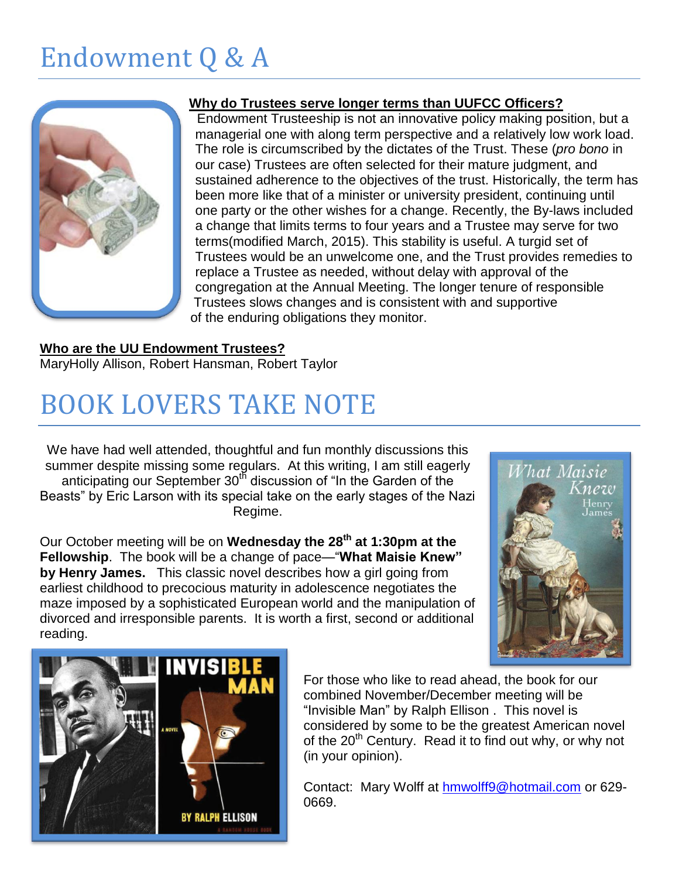# Endowment Q & A

**Why do Trustees serve longer terms than UUFCC Officers?**

Endowment Trusteeship is not an innovative policy making position, but a managerial one with along term perspective and a relatively low work load. The role is circumscribed by the dictates of the Trust. These (*pro bono* in our case) Trustees are often selected for their mature judgment, and sustained adherence to the objectives of the trust. Historically, the term has been more like that of a minister or university president, continuing until one party or the other wishes for a change. Recently, the By-laws included a change that limits terms to four years and a Trustee may serve for two terms(modified March, 2015). This stability is useful. A turgid set of Trustees would be an unwelcome one, and the Trust provides remedies to replace a Trustee as needed, without delay with approval of the congregation at the Annual Meeting. The longer tenure of responsible Trustees slows changes and is consistent with and supportive of the enduring obligations they monitor.

**Who are the UU Endowment Trustees?**

MaryHolly Allison, Robert Hansman, Robert Taylor

# BOOK LOVERS TAKE NOTE

We have had well attended, thoughtful and fun monthly discussions this summer despite missing some regulars. At this writing, I am still eagerly anticipating our September 30th discussion of "In the Garden of the Beasts" by Eric Larson with its special take on the early stages of the Nazi Regime.

Our October meeting will be on **Wednesday the 28th at 1:30pm at the Fellowship**. The book will be a change of pace—"**What Maisie Knew" by Henry James.** This classic novel describes how a girl going from earliest childhood to precocious maturity in adolescence negotiates the maze imposed by a sophisticated European world and the manipulation of divorced and irresponsible parents. It is worth a first, second or additional reading.

For those who like to read ahead, the book for our combined November/December meeting will be "Invisible Man" by Ralph Ellison . This novel is considered by some to be the greatest American novel of the 20th Century. Read it to find out why, or why not (in your opinion).

Contact: Mary Wolff at hmwolff9@hotmail.com or 629-0669.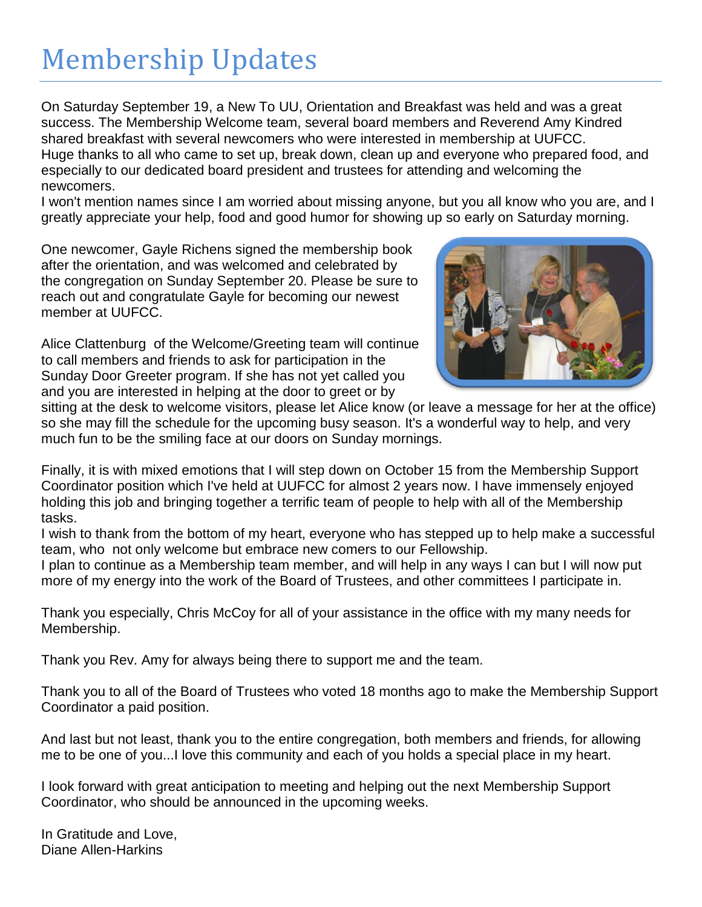# Membership Updates

On Saturday September 19, a New To UU, Orientation and Breakfast was held and was a great success. The Membership Welcome team, several board members and Reverend Amy Kindred shared breakfast with several newcomers who were interested in membership at UUFCC.
Huge thanks to all who came to set up, break down, clean up and everyone who prepared food, and especially to our dedicated board president and trustees for attending and welcoming the newcomers.
I won't mention names since I am worried about missing anyone, but you all know who you are, and I greatly appreciate your help, food and good humor for showing up so early on Saturday morning.

One newcomer, Gayle Richens signed the membership book after the orientation, and was welcomed and celebrated by the congregation on Sunday September 20. Please be sure to reach out and congratulate Gayle for becoming our newest member at UUFCC.

Alice Clattenburg of the Welcome/Greeting team will continue to call members and friends to ask for participation in the Sunday Door Greeter program. If she has not yet called you and you are interested in helping at the door to greet or by sitting at the desk to welcome visitors, please let Alice know (or leave a message for her at the office) so she may fill the schedule for the upcoming busy season. It's a wonderful way to help, and very much fun to be the smiling face at our doors on Sunday mornings.

Finally, it is with mixed emotions that I will step down on October 15 from the Membership Support Coordinator position which I've held at UUFCC for almost 2 years now. I have immensely enjoyed holding this job and bringing together a terrific team of people to help with all of the Membership tasks.
I wish to thank from the bottom of my heart, everyone who has stepped up to help make a successful team, who not only welcome but embrace new comers to our Fellowship.
I plan to continue as a Membership team member, and will help in any ways I can but I will now put more of my energy into the work of the Board of Trustees, and other committees I participate in.

Thank you especially, Chris McCoy for all of your assistance in the office with my many needs for Membership.

Thank you Rev. Amy for always being there to support me and the team.

Thank you to all of the Board of Trustees who voted 18 months ago to make the Membership Support Coordinator a paid position.

And last but not least, thank you to the entire congregation, both members and friends, for allowing me to be one of you...I love this community and each of you holds a special place in my heart.

I look forward with great anticipation to meeting and helping out the next Membership Support Coordinator, who should be announced in the upcoming weeks.

In Gratitude and Love,
Diane Allen-Harkins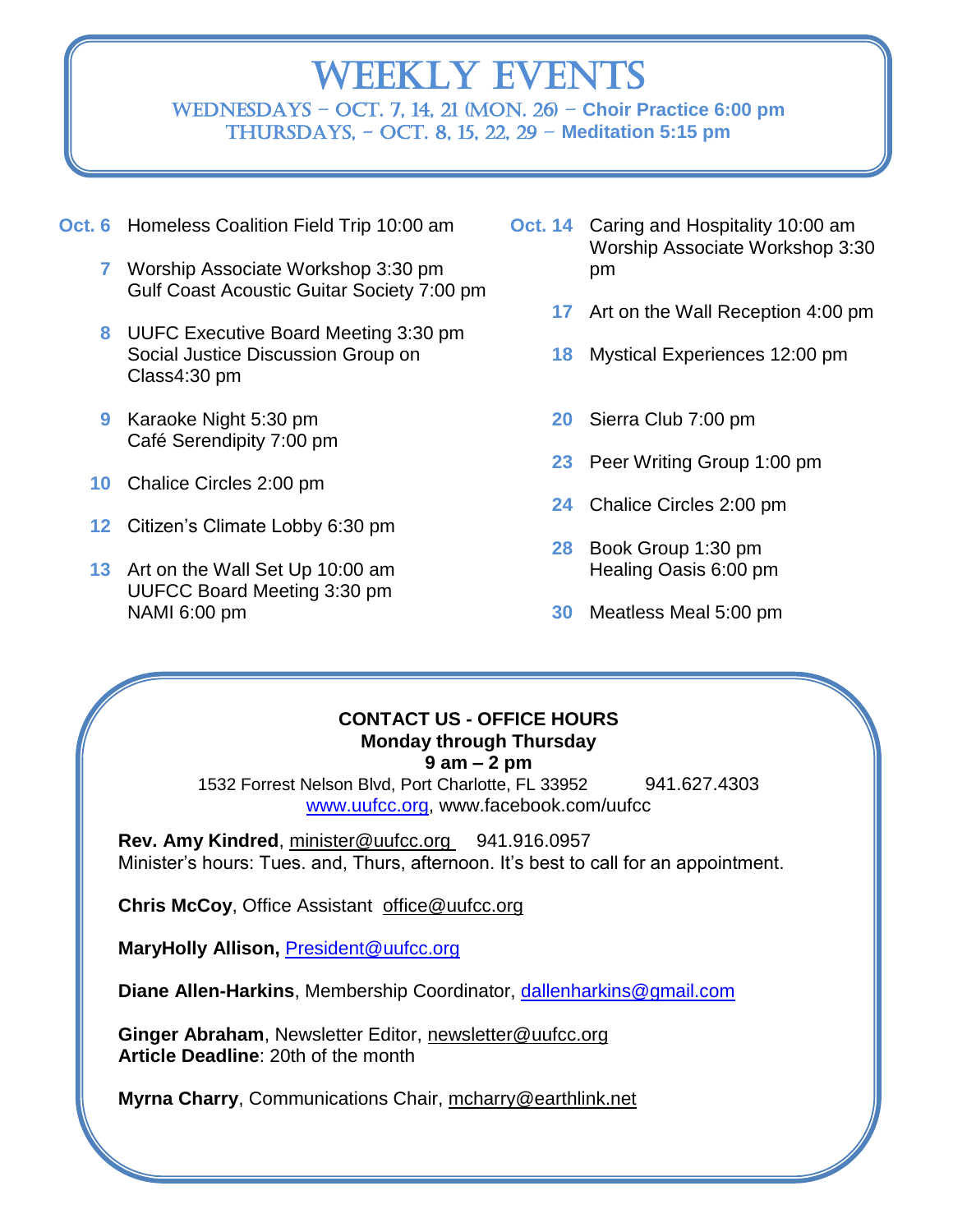# Weekly Events

WEDNESDAYS – OCT. 7, 14, 21 (MON. 26) – **Choir Practice 6:00 pm**
THURSDAYS, – OCT. 8, 15, 22, 29 – **Meditation 5:15 pm**

**Oct. 6** Homeless Coalition Field Trip 10:00 am

**7** Worship Associate Workshop 3:30 pm
Gulf Coast Acoustic Guitar Society 7:00 pm

**8** UUFC Executive Board Meeting 3:30 pm
Social Justice Discussion Group on Class4:30 pm

**9** Karaoke Night 5:30 pm
Café Serendipity 7:00 pm

**10** Chalice Circles 2:00 pm

**12** Citizen's Climate Lobby 6:30 pm

**13** Art on the Wall Set Up 10:00 am
UUFCC Board Meeting 3:30 pm
NAMI 6:00 pm

**Oct. 14** Caring and Hospitality 10:00 am
Worship Associate Workshop 3:30 pm

**17** Art on the Wall Reception 4:00 pm

**18** Mystical Experiences 12:00 pm

**20** Sierra Club 7:00 pm

**23** Peer Writing Group 1:00 pm

**24** Chalice Circles 2:00 pm

**28** Book Group 1:30 pm
Healing Oasis 6:00 pm

**30** Meatless Meal 5:00 pm

**CONTACT US - OFFICE HOURS**
**Monday through Thursday**
**9 am – 2 pm**

1532 Forrest Nelson Blvd, Port Charlotte, FL 33952 941.627.4303
www.uufcc.org, www.facebook.com/uufcc

**Rev. Amy Kindred**, minister@uufcc.org 941.916.0957
Minister's hours: Tues. and, Thurs, afternoon. It's best to call for an appointment.

**Chris McCoy**, Office Assistant office@uufcc.org

**MaryHolly Allison,** President@uufcc.org

**Diane Allen-Harkins**, Membership Coordinator, dallenharkins@gmail.com

**Ginger Abraham**, Newsletter Editor, newsletter@uufcc.org
**Article Deadline**: 20th of the month

**Myrna Charry**, Communications Chair, mcharry@earthlink.net